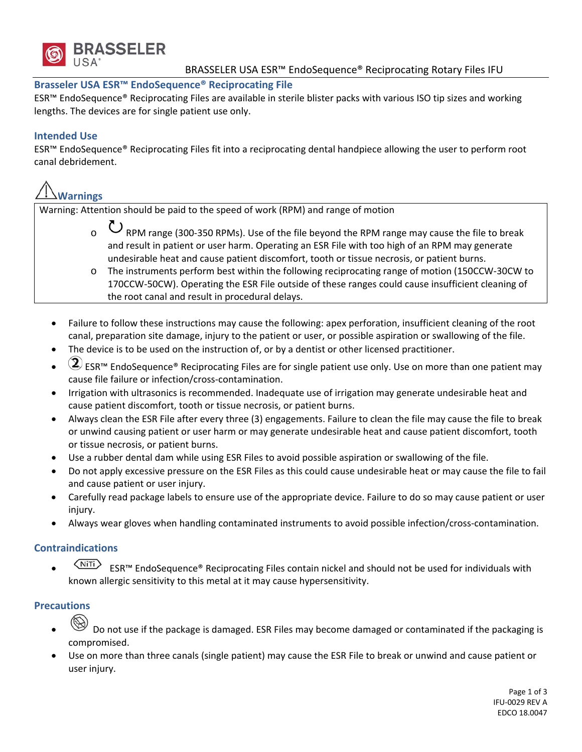## Brasseler USA ESR™ EndoSequence® Reciprocating File

ESR™ EndoSequence® Reciprocating Files are available in sterile blister packs with various ISO tip sizes and working lengths. The devices are for single patient use only.

### Intended Use

ESR™ EndoSequence® Reciprocating Files fit into a reciprocating dental handpiece allowing the user to perform root canal debridement.

### Warnings

Warning: Attention should be paid to the speed of work (RPM) and range of motion

- RPM range (300-350 RPMs). Use of the file beyond the RPM range may cause the file to break and result in patient or user harm. Operating an ESR File with too high of an RPM may generate undesirable heat and cause patient discomfort, tooth or tissue necrosis, or patient burns.
- The instruments perform best within the following reciprocating range of motion (150CCW-30CW to 170CCW-50CW). Operating the ESR File outside of these ranges could cause insufficient cleaning of the root canal and result in procedural delays.

- Failure to follow these instructions may cause the following: apex perforation, insufficient cleaning of the root canal, preparation site damage, injury to the patient or user, or possible aspiration or swallowing of the file.
- The device is to be used on the instruction of, or by a dentist or other licensed practitioner.
- ESR™ EndoSequence® Reciprocating Files are for single patient use only. Use on more than one patient may cause file failure or infection/cross-contamination.
- Irrigation with ultrasonics is recommended. Inadequate use of irrigation may generate undesirable heat and cause patient discomfort, tooth or tissue necrosis, or patient burns.
- Always clean the ESR File after every three (3) engagements. Failure to clean the file may cause the file to break or unwind causing patient or user harm or may generate undesirable heat and cause patient discomfort, tooth or tissue necrosis, or patient burns.
- Use a rubber dental dam while using ESR Files to avoid possible aspiration or swallowing of the file.
- Do not apply excessive pressure on the ESR Files as this could cause undesirable heat or may cause the file to fail and cause patient or user injury.
- Carefully read package labels to ensure use of the appropriate device. Failure to do so may cause patient or user injury.
- Always wear gloves when handling contaminated instruments to avoid possible infection/cross-contamination.

### Contraindications

- NiTi ESR™ EndoSequence® Reciprocating Files contain nickel and should not be used for individuals with known allergic sensitivity to this metal at it may cause hypersensitivity.

### Precautions

- Do not use if the package is damaged. ESR Files may become damaged or contaminated if the packaging is compromised.
- Use on more than three canals (single patient) may cause the ESR File to break or unwind and cause patient or user injury.

IFU-0029 REV A
EDCO 18.0047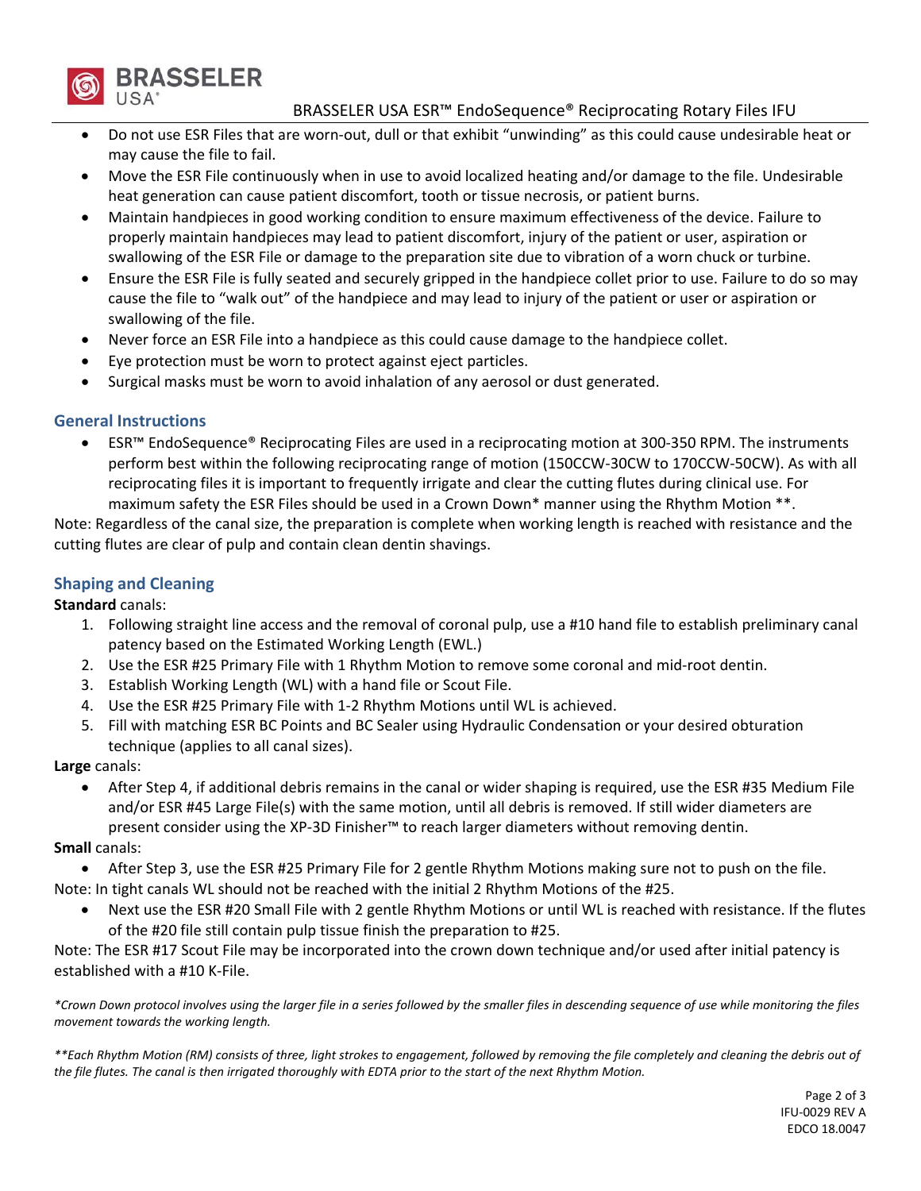- Do not use ESR Files that are worn-out, dull or that exhibit "unwinding" as this could cause undesirable heat or may cause the file to fail.
- Move the ESR File continuously when in use to avoid localized heating and/or damage to the file. Undesirable heat generation can cause patient discomfort, tooth or tissue necrosis, or patient burns.
- Maintain handpieces in good working condition to ensure maximum effectiveness of the device. Failure to properly maintain handpieces may lead to patient discomfort, injury of the patient or user, aspiration or swallowing of the ESR File or damage to the preparation site due to vibration of a worn chuck or turbine.
- Ensure the ESR File is fully seated and securely gripped in the handpiece collet prior to use. Failure to do so may cause the file to "walk out" of the handpiece and may lead to injury of the patient or user or aspiration or swallowing of the file.
- Never force an ESR File into a handpiece as this could cause damage to the handpiece collet.
- Eye protection must be worn to protect against eject particles.
- Surgical masks must be worn to avoid inhalation of any aerosol or dust generated.

## General Instructions

- ESR™ EndoSequence® Reciprocating Files are used in a reciprocating motion at 300-350 RPM. The instruments perform best within the following reciprocating range of motion (150CCW-30CW to 170CCW-50CW). As with all reciprocating files it is important to frequently irrigate and clear the cutting flutes during clinical use. For maximum safety the ESR Files should be used in a Crown Down* manner using the Rhythm Motion **.

Note: Regardless of the canal size, the preparation is complete when working length is reached with resistance and the cutting flutes are clear of pulp and contain clean dentin shavings.

## Shaping and Cleaning

**Standard** canals:

1. Following straight line access and the removal of coronal pulp, use a #10 hand file to establish preliminary canal patency based on the Estimated Working Length (EWL.)
2. Use the ESR #25 Primary File with 1 Rhythm Motion to remove some coronal and mid-root dentin.
3. Establish Working Length (WL) with a hand file or Scout File.
4. Use the ESR #25 Primary File with 1-2 Rhythm Motions until WL is achieved.
5. Fill with matching ESR BC Points and BC Sealer using Hydraulic Condensation or your desired obturation technique (applies to all canal sizes).

**Large** canals:

- After Step 4, if additional debris remains in the canal or wider shaping is required, use the ESR #35 Medium File and/or ESR #45 Large File(s) with the same motion, until all debris is removed. If still wider diameters are present consider using the XP-3D Finisher™ to reach larger diameters without removing dentin.

**Small** canals:

- After Step 3, use the ESR #25 Primary File for 2 gentle Rhythm Motions making sure not to push on the file.

Note: In tight canals WL should not be reached with the initial 2 Rhythm Motions of the #25.

- Next use the ESR #20 Small File with 2 gentle Rhythm Motions or until WL is reached with resistance. If the flutes of the #20 file still contain pulp tissue finish the preparation to #25.

Note: The ESR #17 Scout File may be incorporated into the crown down technique and/or used after initial patency is established with a #10 K-File.

*\*Crown Down protocol involves using the larger file in a series followed by the smaller files in descending sequence of use while monitoring the files movement towards the working length.*

*\*\*Each Rhythm Motion (RM) consists of three, light strokes to engagement, followed by removing the file completely and cleaning the debris out of the file flutes. The canal is then irrigated thoroughly with EDTA prior to the start of the next Rhythm Motion.*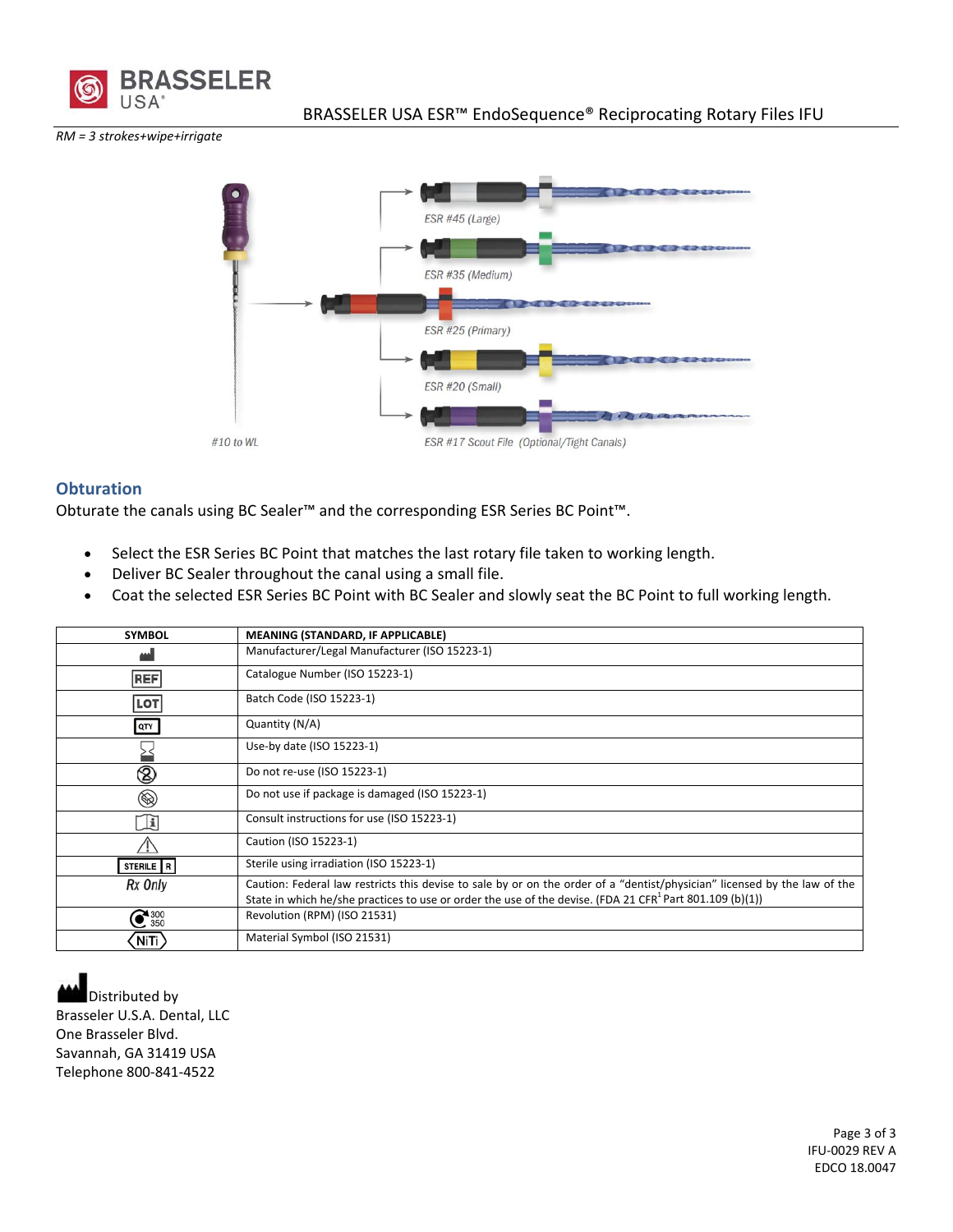RM = 3 strokes+wipe+irrigate

ESR #45 (Large)

ESR #35 (Medium)

ESR #25 (Primary)

ESR #20 (Small)

#10 to WL

ESR #17 Scout File (Optional/Tight Canals)

## Obturation

Obturate the canals using BC Sealer™ and the corresponding ESR Series BC Point™.

- Select the ESR Series BC Point that matches the last rotary file taken to working length.
- Deliver BC Sealer throughout the canal using a small file.
- Coat the selected ESR Series BC Point with BC Sealer and slowly seat the BC Point to full working length.

| SYMBOL | MEANING (STANDARD, IF APPLICABLE) |
|---|---|
| | Manufacturer/Legal Manufacturer (ISO 15223-1) |
| REF | Catalogue Number (ISO 15223-1) |
| LOT | Batch Code (ISO 15223-1) |
| QTY | Quantity (N/A) |
| | Use-by date (ISO 15223-1) |
| | Do not re-use (ISO 15223-1) |
| | Do not use if package is damaged (ISO 15223-1) |
| | Consult instructions for use (ISO 15223-1) |
| | Caution (ISO 15223-1) |
| STERILE R | Sterile using irradiation (ISO 15223-1) |
| Rx Only | Caution: Federal law restricts this devise to sale by or on the order of a “dentist/physician” licensed by the law of the State in which he/she practices to use or order the use of the devise. (FDA 21 CFR[1] Part 801.109 (b)(1)) |
| 300 350 | Revolution (RPM) (ISO 21531) |
| NiTi | Material Symbol (ISO 21531) |

Distributed by
Brasseler U.S.A. Dental, LLC
One Brasseler Blvd.
Savannah, GA 31419 USA
Telephone 800-841-4522

IFU-0029 REV A
EDCO 18.0047